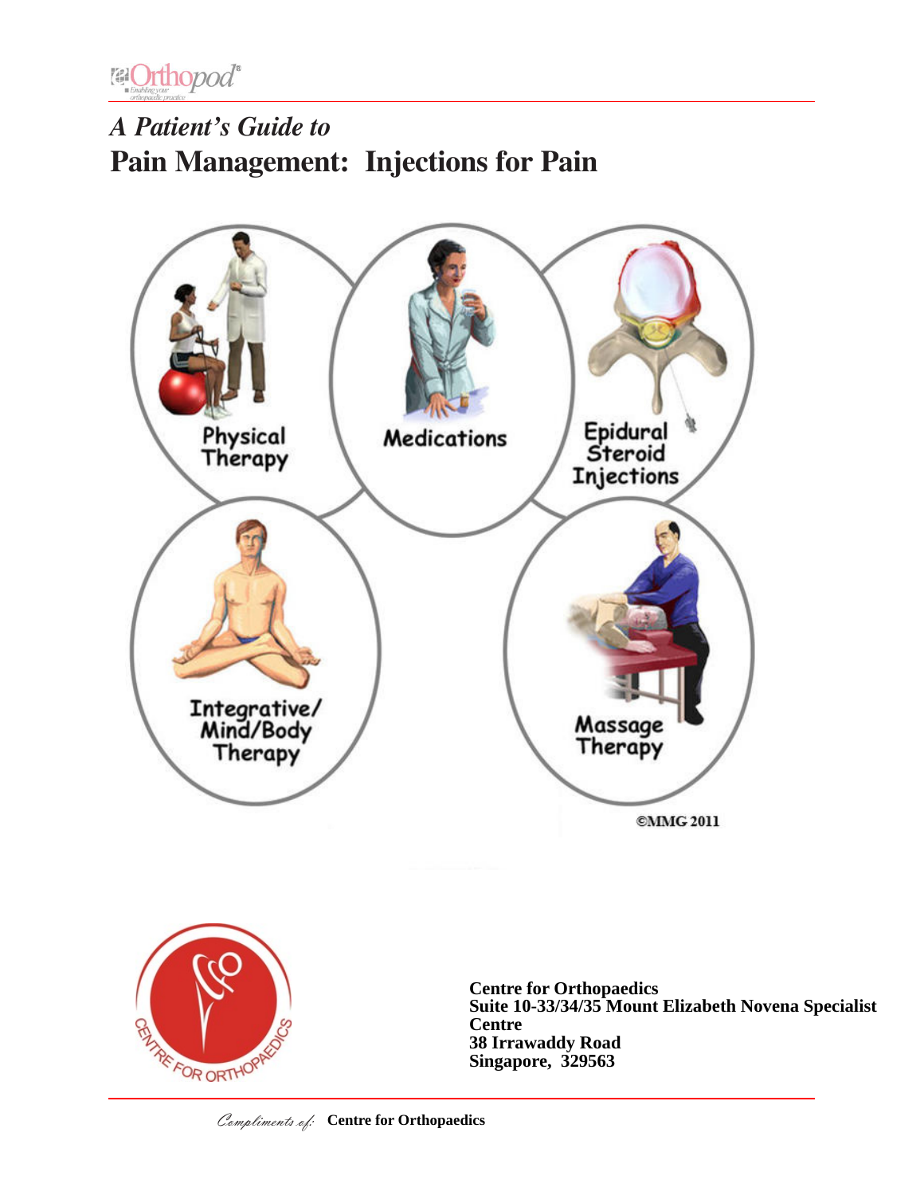*A Patient's Guide to*

# Pain Management: Injections for Pain

Physical Therapy

Medications

Epidural Steroid Injections

Integrative/ Mind/Body Therapy

Massage Therapy

©MMG 2011

**Centre for Orthopaedics**
**Suite 10-33/34/35 Mount Elizabeth Novena Specialist Centre**
**38 Irrawaddy Road**
**Singapore, 329563**

*Compliments of:* **Centre for Orthopaedics**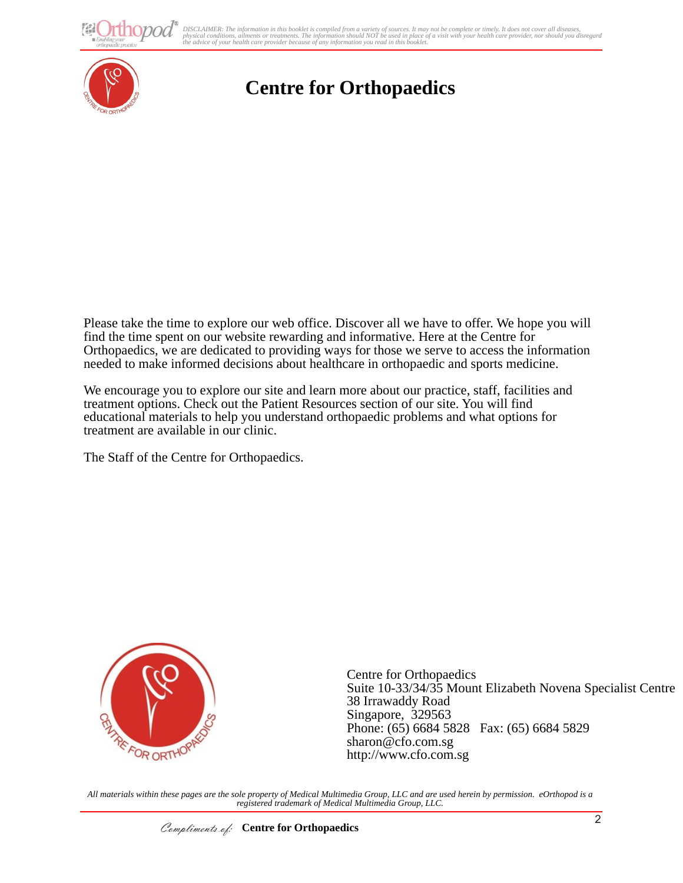# Centre for Orthopaedics

Please take the time to explore our web office. Discover all we have to offer. We hope you will find the time spent on our website rewarding and informative. Here at the Centre for Orthopaedics, we are dedicated to providing ways for those we serve to access the information needed to make informed decisions about healthcare in orthopaedic and sports medicine.

We encourage you to explore our site and learn more about our practice, staff, facilities and treatment options. Check out the Patient Resources section of our site. You will find educational materials to help you understand orthopaedic problems and what options for treatment are available in our clinic.

The Staff of the Centre for Orthopaedics.

Centre for Orthopaedics
Suite 10-33/34/35 Mount Elizabeth Novena Specialist Centre
38 Irrawaddy Road
Singapore, 329563
Phone: (65) 6684 5828 Fax: (65) 6684 5829
sharon@cfo.com.sg
http://www.cfo.com.sg

*All materials within these pages are the sole property of Medical Multimedia Group, LLC and are used herein by permission. eOrthopod is a registered trademark of Medical Multimedia Group, LLC.*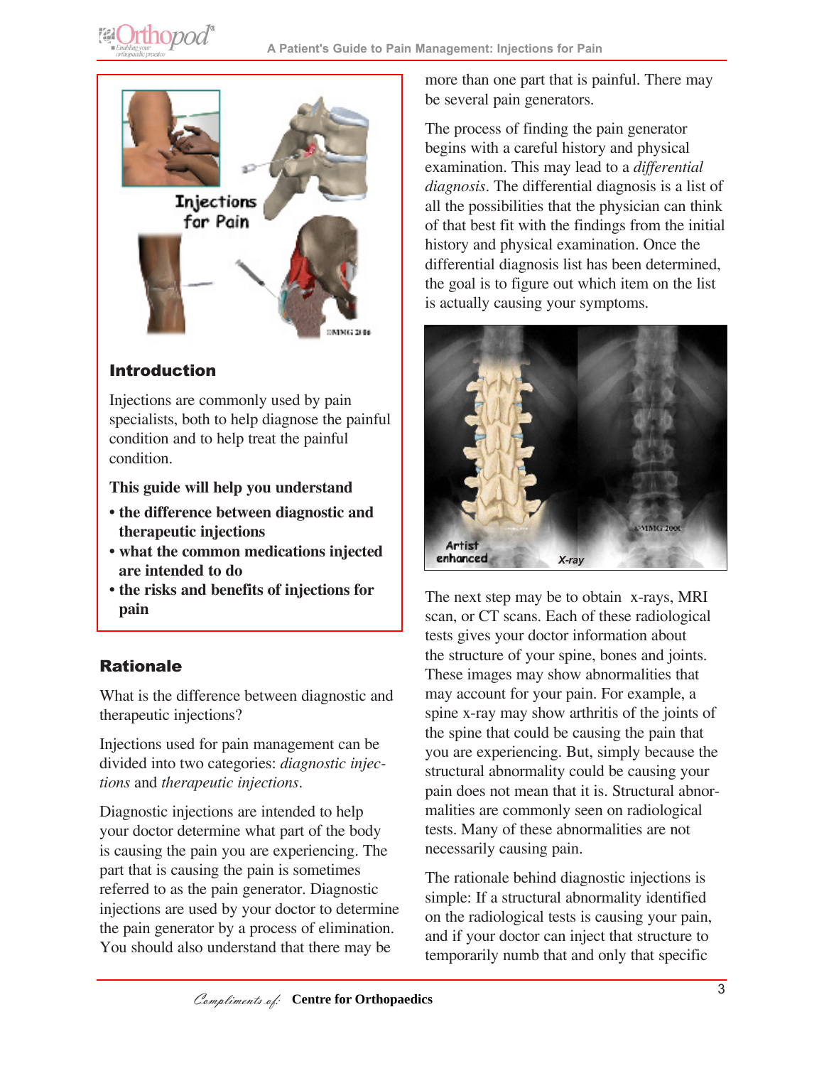## Introduction

Injections are commonly used by pain specialists, both to help diagnose the painful condition and to help treat the painful condition.

**This guide will help you understand**

- **the difference between diagnostic and therapeutic injections**
- **what the common medications injected are intended to do**
- **the risks and benefits of injections for pain**

## Rationale

What is the difference between diagnostic and therapeutic injections?

Injections used for pain management can be divided into two categories: *diagnostic injections* and *therapeutic injections*.

Diagnostic injections are intended to help your doctor determine what part of the body is causing the pain you are experiencing. The part that is causing the pain is sometimes referred to as the pain generator. Diagnostic injections are used by your doctor to determine the pain generator by a process of elimination. You should also understand that there may be more than one part that is painful. There may be several pain generators.

The process of finding the pain generator begins with a careful history and physical examination. This may lead to a *differential diagnosis*. The differential diagnosis is a list of all the possibilities that the physician can think of that best fit with the findings from the initial history and physical examination. Once the differential diagnosis list has been determined, the goal is to figure out which item on the list is actually causing your symptoms.

The next step may be to obtain x-rays, MRI scan, or CT scans. Each of these radiological tests gives your doctor information about the structure of your spine, bones and joints. These images may show abnormalities that may account for your pain. For example, a spine x-ray may show arthritis of the joints of the spine that could be causing the pain that you are experiencing. But, simply because the structural abnormality could be causing your pain does not mean that it is. Structural abnormalities are commonly seen on radiological tests. Many of these abnormalities are not necessarily causing pain.

The rationale behind diagnostic injections is simple: If a structural abnormality identified on the radiological tests is causing your pain, and if your doctor can inject that structure to temporarily numb that and only that specific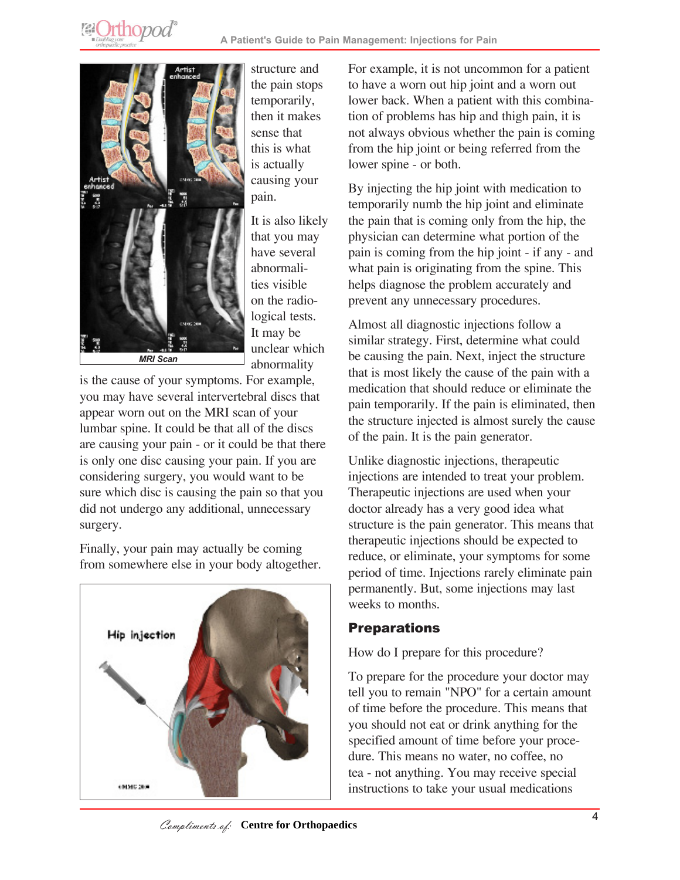structure and the pain stops temporarily, then it makes sense that this is what is actually causing your pain.

MRI Scan

It is also likely that you may have several abnormalities visible on the radiological tests. It may be unclear which abnormality is the cause of your symptoms. For example, you may have several intervertebral discs that appear worn out on the MRI scan of your lumbar spine. It could be that all of the discs are causing your pain - or it could be that there is only one disc causing your pain. If you are considering surgery, you would want to be sure which disc is causing the pain so that you did not undergo any additional, unnecessary surgery.

Finally, your pain may actually be coming from somewhere else in your body altogether.

Hip injection

For example, it is not uncommon for a patient to have a worn out hip joint and a worn out lower back. When a patient with this combination of problems has hip and thigh pain, it is not always obvious whether the pain is coming from the hip joint or being referred from the lower spine - or both.

By injecting the hip joint with medication to temporarily numb the hip joint and eliminate the pain that is coming only from the hip, the physician can determine what portion of the pain is coming from the hip joint - if any - and what pain is originating from the spine. This helps diagnose the problem accurately and prevent any unnecessary procedures.

Almost all diagnostic injections follow a similar strategy. First, determine what could be causing the pain. Next, inject the structure that is most likely the cause of the pain with a medication that should reduce or eliminate the pain temporarily. If the pain is eliminated, then the structure injected is almost surely the cause of the pain. It is the pain generator.

Unlike diagnostic injections, therapeutic injections are intended to treat your problem. Therapeutic injections are used when your doctor already has a very good idea what structure is the pain generator. This means that therapeutic injections should be expected to reduce, or eliminate, your symptoms for some period of time. Injections rarely eliminate pain permanently. But, some injections may last weeks to months.

## Preparations

How do I prepare for this procedure?

To prepare for the procedure your doctor may tell you to remain "NPO" for a certain amount of time before the procedure. This means that you should not eat or drink anything for the specified amount of time before your procedure. This means no water, no coffee, no tea - not anything. You may receive special instructions to take your usual medications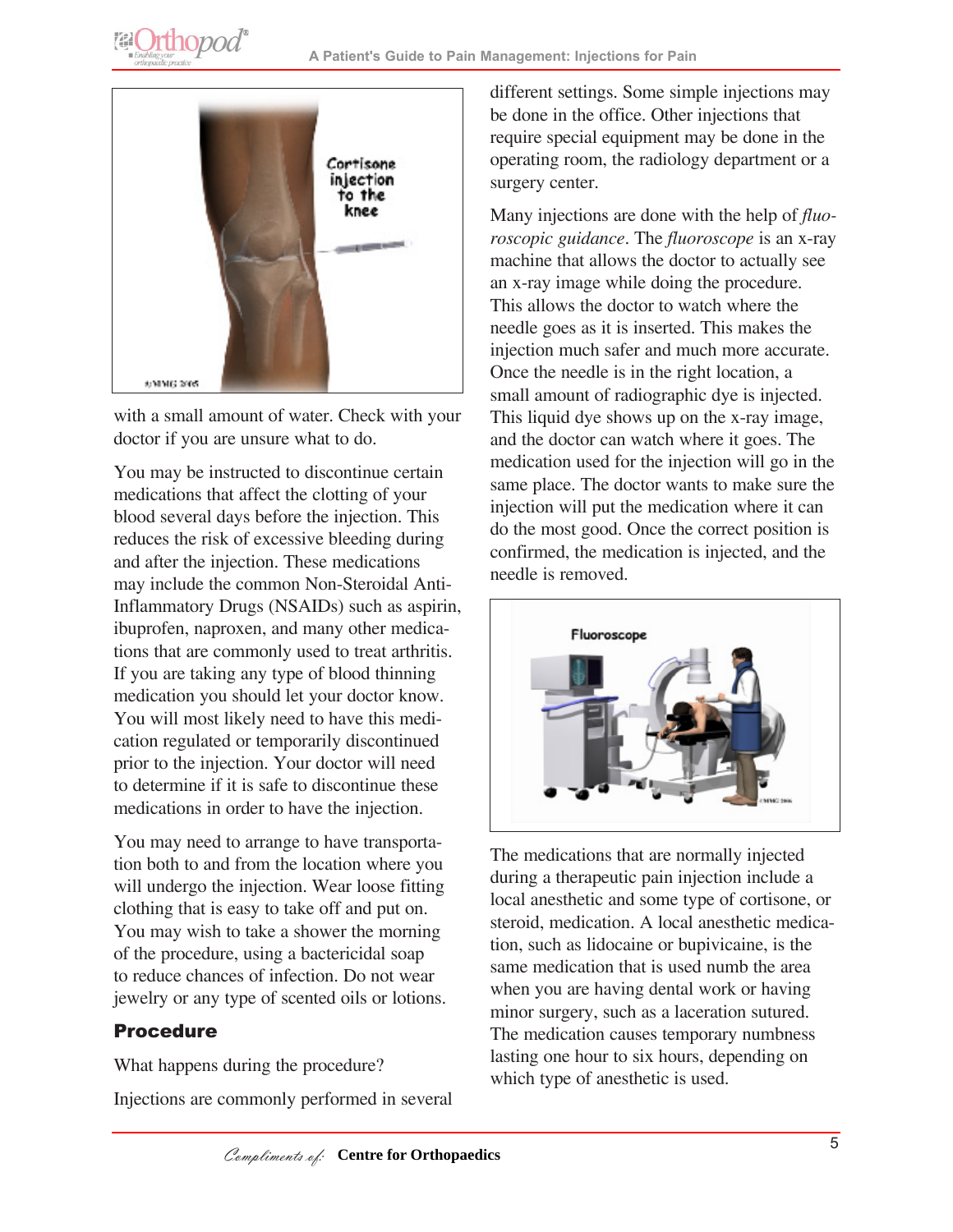with a small amount of water. Check with your doctor if you are unsure what to do.

You may be instructed to discontinue certain medications that affect the clotting of your blood several days before the injection. This reduces the risk of excessive bleeding during and after the injection. These medications may include the common Non-Steroidal Anti-Inflammatory Drugs (NSAIDs) such as aspirin, ibuprofen, naproxen, and many other medications that are commonly used to treat arthritis. If you are taking any type of blood thinning medication you should let your doctor know. You will most likely need to have this medication regulated or temporarily discontinued prior to the injection. Your doctor will need to determine if it is safe to discontinue these medications in order to have the injection.

You may need to arrange to have transportation both to and from the location where you will undergo the injection. Wear loose fitting clothing that is easy to take off and put on. You may wish to take a shower the morning of the procedure, using a bactericidal soap to reduce chances of infection. Do not wear jewelry or any type of scented oils or lotions.

## Procedure

What happens during the procedure?

Injections are commonly performed in several different settings. Some simple injections may be done in the office. Other injections that require special equipment may be done in the operating room, the radiology department or a surgery center.

Many injections are done with the help of *fluoroscopic guidance*. The *fluoroscope* is an x-ray machine that allows the doctor to actually see an x-ray image while doing the procedure. This allows the doctor to watch where the needle goes as it is inserted. This makes the injection much safer and much more accurate. Once the needle is in the right location, a small amount of radiographic dye is injected. This liquid dye shows up on the x-ray image, and the doctor can watch where it goes. The medication used for the injection will go in the same place. The doctor wants to make sure the injection will put the medication where it can do the most good. Once the correct position is confirmed, the medication is injected, and the needle is removed.

The medications that are normally injected during a therapeutic pain injection include a local anesthetic and some type of cortisone, or steroid, medication. A local anesthetic medication, such as lidocaine or bupivicaine, is the same medication that is used numb the area when you are having dental work or having minor surgery, such as a laceration sutured. The medication causes temporary numbness lasting one hour to six hours, depending on which type of anesthetic is used.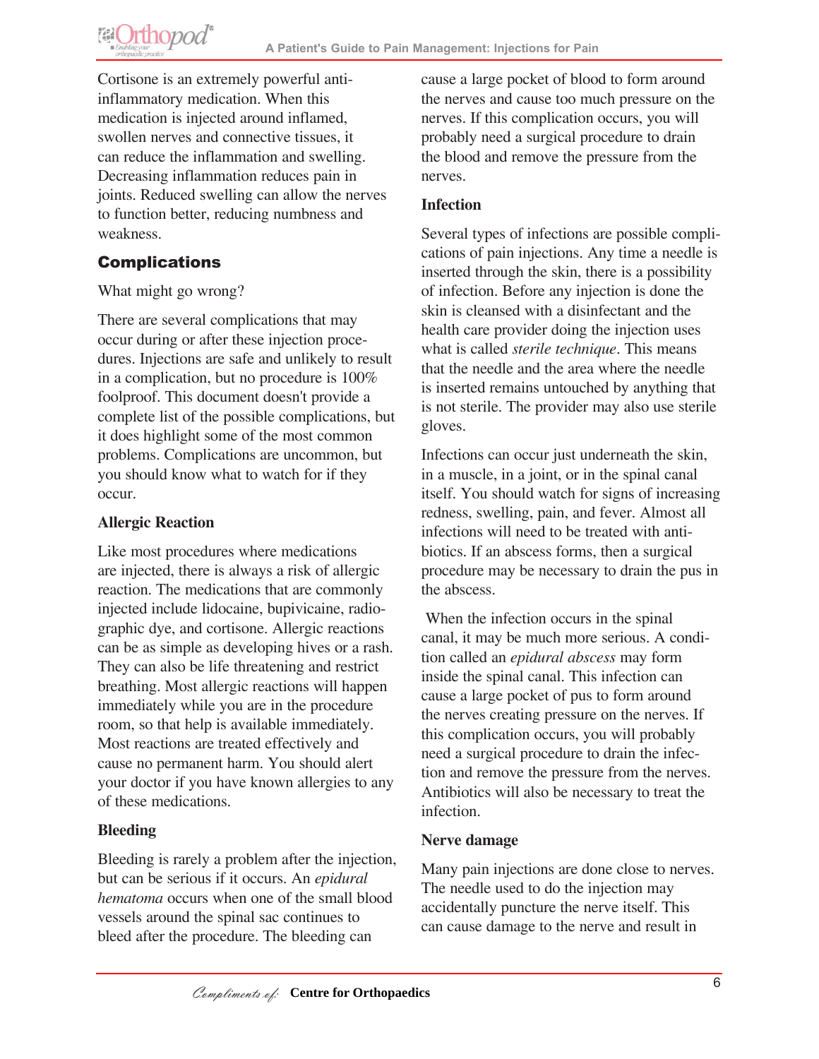Cortisone is an extremely powerful anti-inflammatory medication. When this medication is injected around inflamed, swollen nerves and connective tissues, it can reduce the inflammation and swelling. Decreasing inflammation reduces pain in joints. Reduced swelling can allow the nerves to function better, reducing numbness and weakness.

## Complications

What might go wrong?

There are several complications that may occur during or after these injection procedures. Injections are safe and unlikely to result in a complication, but no procedure is 100% foolproof. This document doesn't provide a complete list of the possible complications, but it does highlight some of the most common problems. Complications are uncommon, but you should know what to watch for if they occur.

### Allergic Reaction

Like most procedures where medications are injected, there is always a risk of allergic reaction. The medications that are commonly injected include lidocaine, bupivicaine, radiographic dye, and cortisone. Allergic reactions can be as simple as developing hives or a rash. They can also be life threatening and restrict breathing. Most allergic reactions will happen immediately while you are in the procedure room, so that help is available immediately. Most reactions are treated effectively and cause no permanent harm. You should alert your doctor if you have known allergies to any of these medications.

### Bleeding

Bleeding is rarely a problem after the injection, but can be serious if it occurs. An *epidural hematoma* occurs when one of the small blood vessels around the spinal sac continues to bleed after the procedure. The bleeding can cause a large pocket of blood to form around the nerves and cause too much pressure on the nerves. If this complication occurs, you will probably need a surgical procedure to drain the blood and remove the pressure from the nerves.

### Infection

Several types of infections are possible complications of pain injections. Any time a needle is inserted through the skin, there is a possibility of infection. Before any injection is done the skin is cleansed with a disinfectant and the health care provider doing the injection uses what is called *sterile technique*. This means that the needle and the area where the needle is inserted remains untouched by anything that is not sterile. The provider may also use sterile gloves.

Infections can occur just underneath the skin, in a muscle, in a joint, or in the spinal canal itself. You should watch for signs of increasing redness, swelling, pain, and fever. Almost all infections will need to be treated with antibiotics. If an abscess forms, then a surgical procedure may be necessary to drain the pus in the abscess.

When the infection occurs in the spinal canal, it may be much more serious. A condition called an *epidural abscess* may form inside the spinal canal. This infection can cause a large pocket of pus to form around the nerves creating pressure on the nerves. If this complication occurs, you will probably need a surgical procedure to drain the infection and remove the pressure from the nerves. Antibiotics will also be necessary to treat the infection.

### Nerve damage

Many pain injections are done close to nerves. The needle used to do the injection may accidentally puncture the nerve itself. This can cause damage to the nerve and result in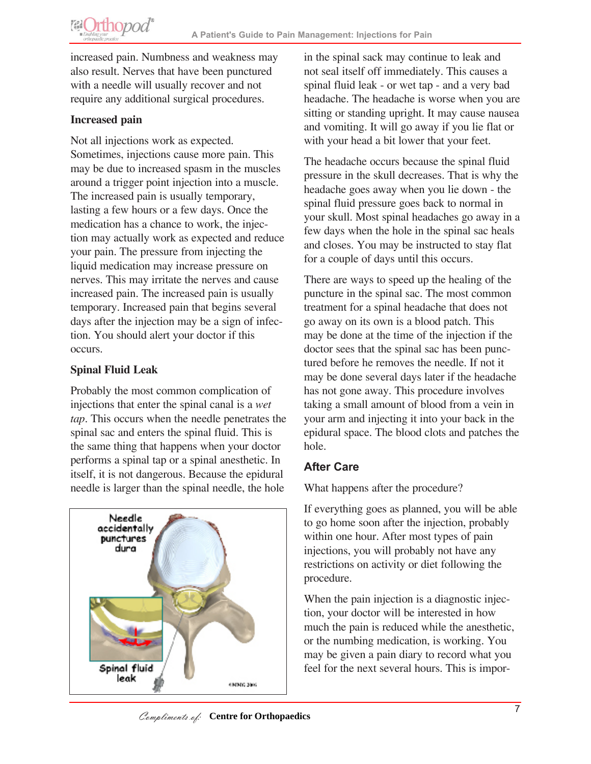increased pain. Numbness and weakness may also result. Nerves that have been punctured with a needle will usually recover and not require any additional surgical procedures.

**Increased pain**

Not all injections work as expected. Sometimes, injections cause more pain. This may be due to increased spasm in the muscles around a trigger point injection into a muscle. The increased pain is usually temporary, lasting a few hours or a few days. Once the medication has a chance to work, the injection may actually work as expected and reduce your pain. The pressure from injecting the liquid medication may increase pressure on nerves. This may irritate the nerves and cause increased pain. The increased pain is usually temporary. Increased pain that begins several days after the injection may be a sign of infection. You should alert your doctor if this occurs.

**Spinal Fluid Leak**

Probably the most common complication of injections that enter the spinal canal is a *wet tap*. This occurs when the needle penetrates the spinal sac and enters the spinal fluid. This is the same thing that happens when your doctor performs a spinal tap or a spinal anesthetic. In itself, it is not dangerous. Because the epidural needle is larger than the spinal needle, the hole in the spinal sack may continue to leak and not seal itself off immediately. This causes a spinal fluid leak - or wet tap - and a very bad headache. The headache is worse when you are sitting or standing upright. It may cause nausea and vomiting. It will go away if you lie flat or with your head a bit lower that your feet.

Needle accidentally punctures dura

Spinal fluid leak

The headache occurs because the spinal fluid pressure in the skull decreases. That is why the headache goes away when you lie down - the spinal fluid pressure goes back to normal in your skull. Most spinal headaches go away in a few days when the hole in the spinal sac heals and closes. You may be instructed to stay flat for a couple of days until this occurs.

There are ways to speed up the healing of the puncture in the spinal sac. The most common treatment for a spinal headache that does not go away on its own is a blood patch. This may be done at the time of the injection if the doctor sees that the spinal sac has been punctured before he removes the needle. If not it may be done several days later if the headache has not gone away. This procedure involves taking a small amount of blood from a vein in your arm and injecting it into your back in the epidural space. The blood clots and patches the hole.

## After Care

What happens after the procedure?

If everything goes as planned, you will be able to go home soon after the injection, probably within one hour. After most types of pain injections, you will probably not have any restrictions on activity or diet following the procedure.

When the pain injection is a diagnostic injection, your doctor will be interested in how much the pain is reduced while the anesthetic, or the numbing medication, is working. You may be given a pain diary to record what you feel for the next several hours. This is impor-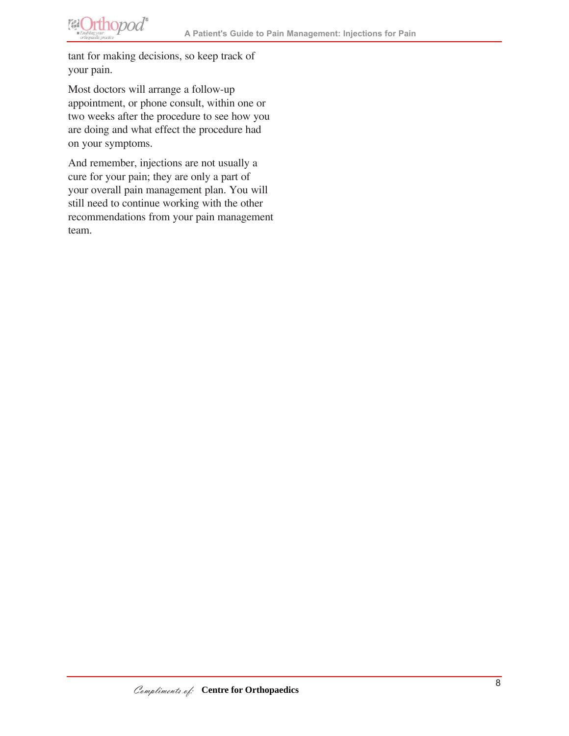tant for making decisions, so keep track of your pain.

Most doctors will arrange a follow-up appointment, or phone consult, within one or two weeks after the procedure to see how you are doing and what effect the procedure had on your symptoms.

And remember, injections are not usually a cure for your pain; they are only a part of your overall pain management plan. You will still need to continue working with the other recommendations from your pain management team.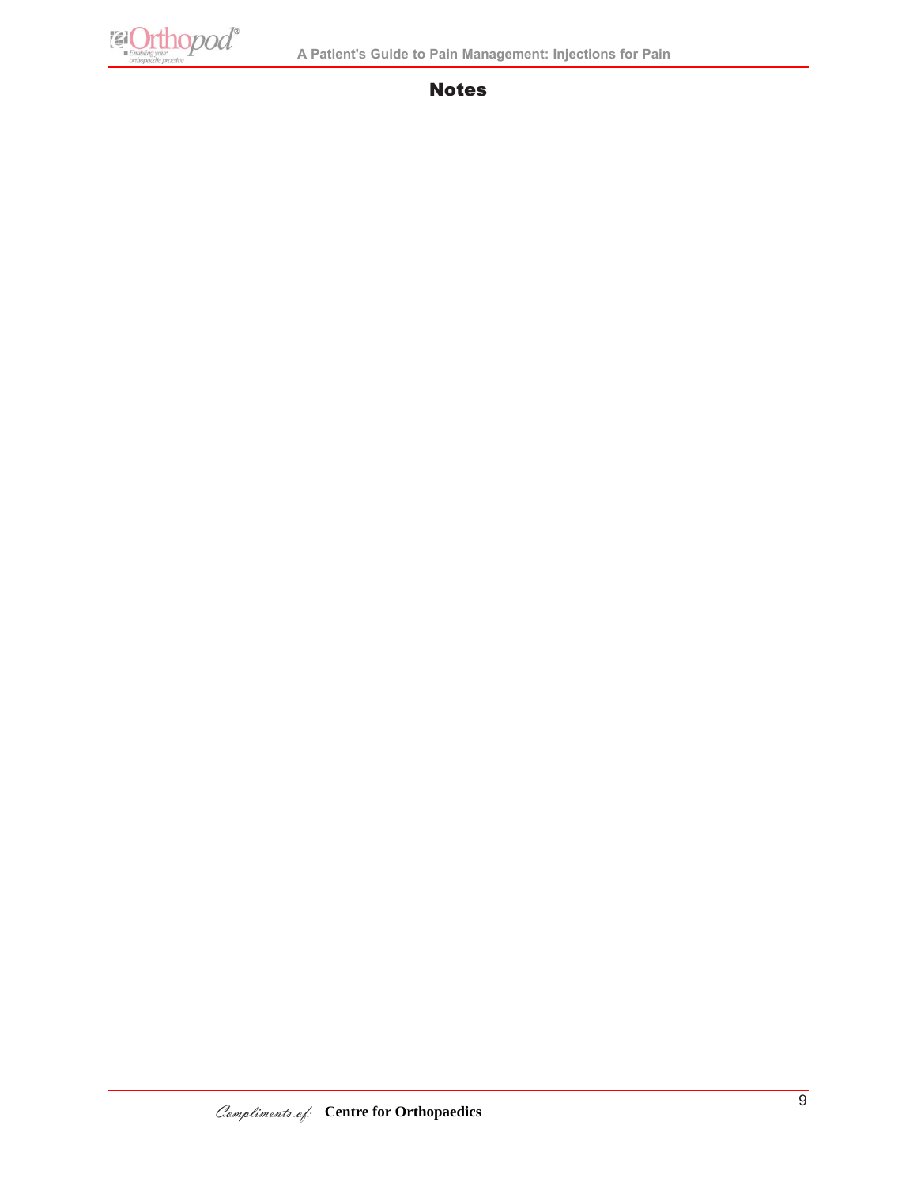## Notes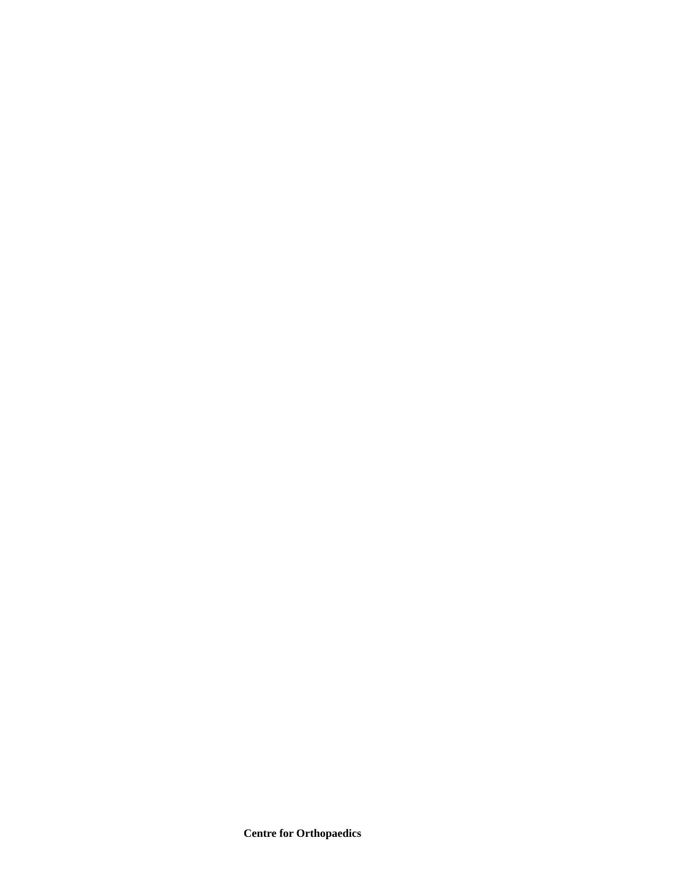**Centre for Orthopaedics**